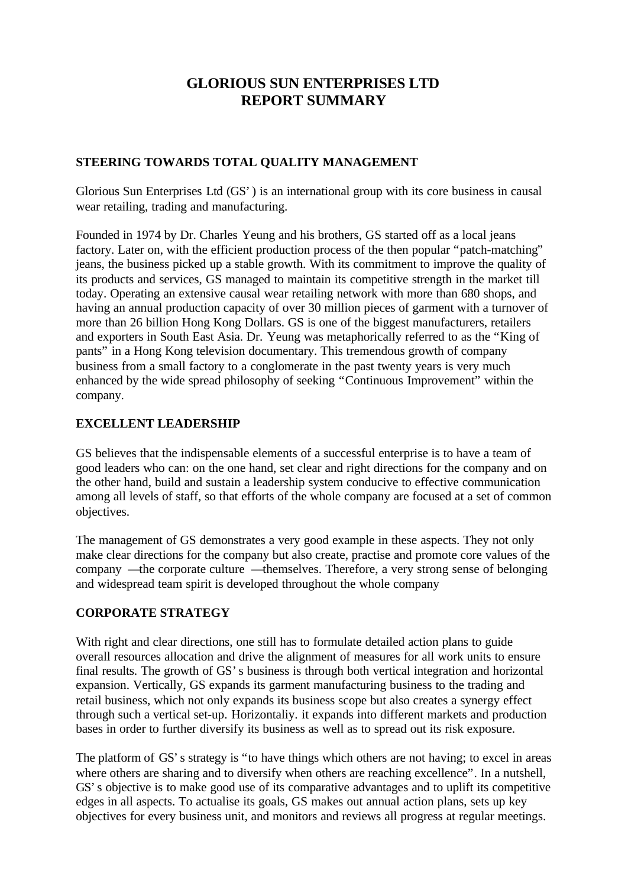# GLORIOUS SUN ENTERPRISES LTD
# REPORT SUMMARY

## STEERING TOWARDS TOTAL QUALITY MANAGEMENT

Glorious Sun Enterprises Ltd (GS' ) is an international group with its core business in causal wear retailing, trading and manufacturing.

Founded in 1974 by Dr. Charles Yeung and his brothers, GS started off as a local jeans factory. Later on, with the efficient production process of the then popular "patch-matching" jeans, the business picked up a stable growth. With its commitment to improve the quality of its products and services, GS managed to maintain its competitive strength in the market till today. Operating an extensive causal wear retailing network with more than 680 shops, and having an annual production capacity of over 30 million pieces of garment with a turnover of more than 26 billion Hong Kong Dollars. GS is one of the biggest manufacturers, retailers and exporters in South East Asia. Dr. Yeung was metaphorically referred to as the "King of pants" in a Hong Kong television documentary. This tremendous growth of company business from a small factory to a conglomerate in the past twenty years is very much enhanced by the wide spread philosophy of seeking "Continuous Improvement" within the company.

## EXCELLENT LEADERSHIP

GS believes that the indispensable elements of a successful enterprise is to have a team of good leaders who can: on the one hand, set clear and right directions for the company and on the other hand, build and sustain a leadership system conducive to effective communication among all levels of staff, so that efforts of the whole company are focused at a set of common objectives.

The management of GS demonstrates a very good example in these aspects. They not only make clear directions for the company but also create, practise and promote core values of the company —the corporate culture —themselves. Therefore, a very strong sense of belonging and widespread team spirit is developed throughout the whole company

## CORPORATE STRATEGY

With right and clear directions, one still has to formulate detailed action plans to guide overall resources allocation and drive the alignment of measures for all work units to ensure final results. The growth of GS' s business is through both vertical integration and horizontal expansion. Vertically, GS expands its garment manufacturing business to the trading and retail business, which not only expands its business scope but also creates a synergy effect through such a vertical set-up. Horizontaliy. it expands into different markets and production bases in order to further diversify its business as well as to spread out its risk exposure.

The platform of GS' s strategy is "to have things which others are not having; to excel in areas where others are sharing and to diversify when others are reaching excellence". In a nutshell, GS' s objective is to make good use of its comparative advantages and to uplift its competitive edges in all aspects. To actualise its goals, GS makes out annual action plans, sets up key objectives for every business unit, and monitors and reviews all progress at regular meetings.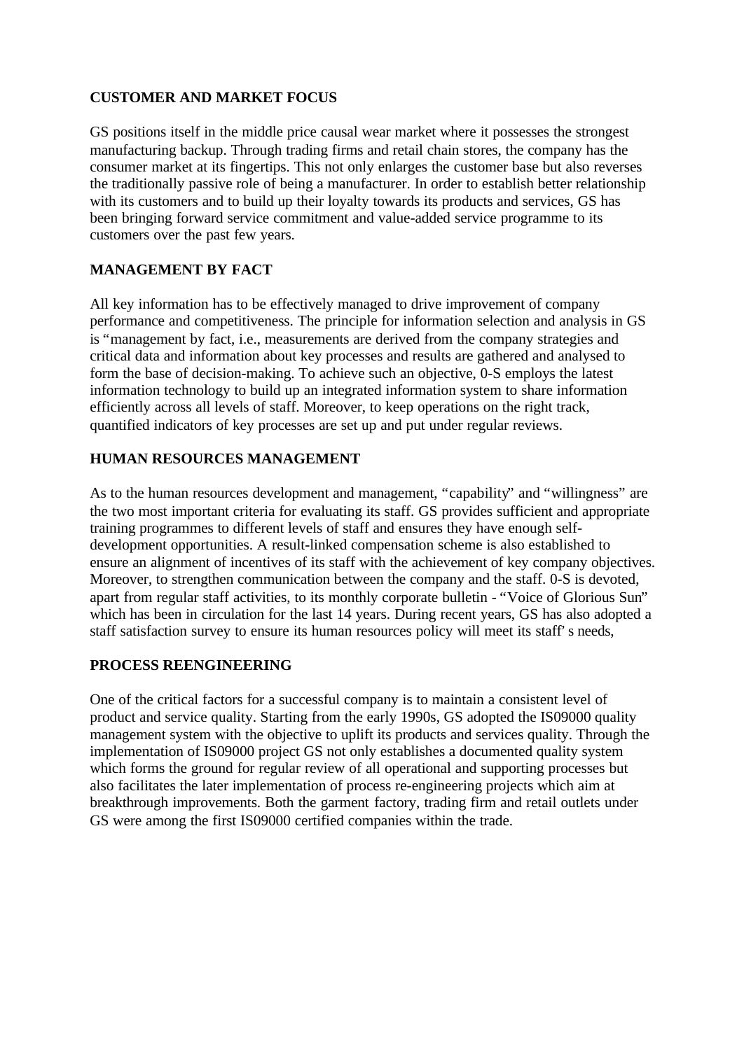**CUSTOMER AND MARKET FOCUS**

GS positions itself in the middle price causal wear market where it possesses the strongest manufacturing backup. Through trading firms and retail chain stores, the company has the consumer market at its fingertips. This not only enlarges the customer base but also reverses the traditionally passive role of being a manufacturer. In order to establish better relationship with its customers and to build up their loyalty towards its products and services, GS has been bringing forward service commitment and value-added service programme to its customers over the past few years.

**MANAGEMENT BY FACT**

All key information has to be effectively managed to drive improvement of company performance and competitiveness. The principle for information selection and analysis in GS is "management by fact, i.e., measurements are derived from the company strategies and critical data and information about key processes and results are gathered and analysed to form the base of decision-making. To achieve such an objective, 0-S employs the latest information technology to build up an integrated information system to share information efficiently across all levels of staff. Moreover, to keep operations on the right track, quantified indicators of key processes are set up and put under regular reviews.

**HUMAN RESOURCES MANAGEMENT**

As to the human resources development and management, "capability" and "willingness" are the two most important criteria for evaluating its staff. GS provides sufficient and appropriate training programmes to different levels of staff and ensures they have enough self-development opportunities. A result-linked compensation scheme is also established to ensure an alignment of incentives of its staff with the achievement of key company objectives. Moreover, to strengthen communication between the company and the staff. 0-S is devoted, apart from regular staff activities, to its monthly corporate bulletin - "Voice of Glorious Sun" which has been in circulation for the last 14 years. During recent years, GS has also adopted a staff satisfaction survey to ensure its human resources policy will meet its staff' s needs,

**PROCESS REENGINEERING**

One of the critical factors for a successful company is to maintain a consistent level of product and service quality. Starting from the early 1990s, GS adopted the IS09000 quality management system with the objective to uplift its products and services quality. Through the implementation of IS09000 project GS not only establishes a documented quality system which forms the ground for regular review of all operational and supporting processes but also facilitates the later implementation of process re-engineering projects which aim at breakthrough improvements. Both the garment factory, trading firm and retail outlets under GS were among the first IS09000 certified companies within the trade.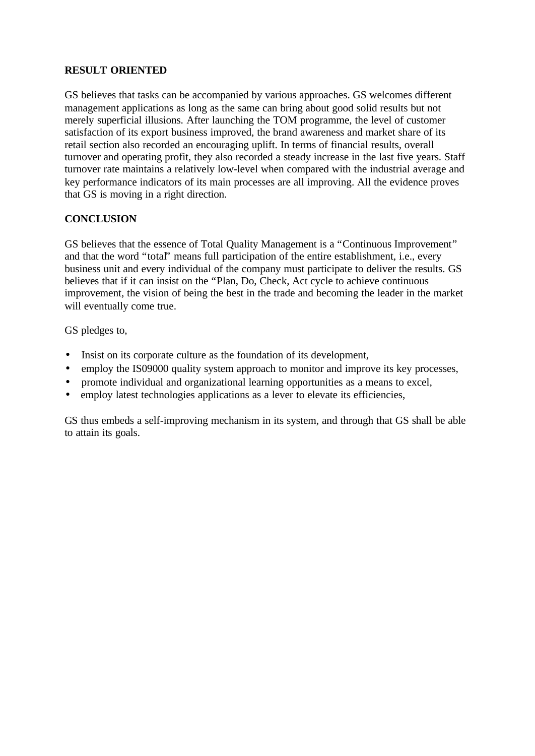**RESULT ORIENTED**

GS believes that tasks can be accompanied by various approaches. GS welcomes different management applications as long as the same can bring about good solid results but not merely superficial illusions. After launching the TOM programme, the level of customer satisfaction of its export business improved, the brand awareness and market share of its retail section also recorded an encouraging uplift. In terms of financial results, overall turnover and operating profit, they also recorded a steady increase in the last five years. Staff turnover rate maintains a relatively low-level when compared with the industrial average and key performance indicators of its main processes are all improving. All the evidence proves that GS is moving in a right direction.

**CONCLUSION**

GS believes that the essence of Total Quality Management is a "Continuous Improvement" and that the word "total" means full participation of the entire establishment, i.e., every business unit and every individual of the company must participate to deliver the results. GS believes that if it can insist on the "Plan, Do, Check, Act cycle to achieve continuous improvement, the vision of being the best in the trade and becoming the leader in the market will eventually come true.

GS pledges to,

- Insist on its corporate culture as the foundation of its development,
- employ the IS09000 quality system approach to monitor and improve its key processes,
- promote individual and organizational learning opportunities as a means to excel,
- employ latest technologies applications as a lever to elevate its efficiencies,

GS thus embeds a self-improving mechanism in its system, and through that GS shall be able to attain its goals.